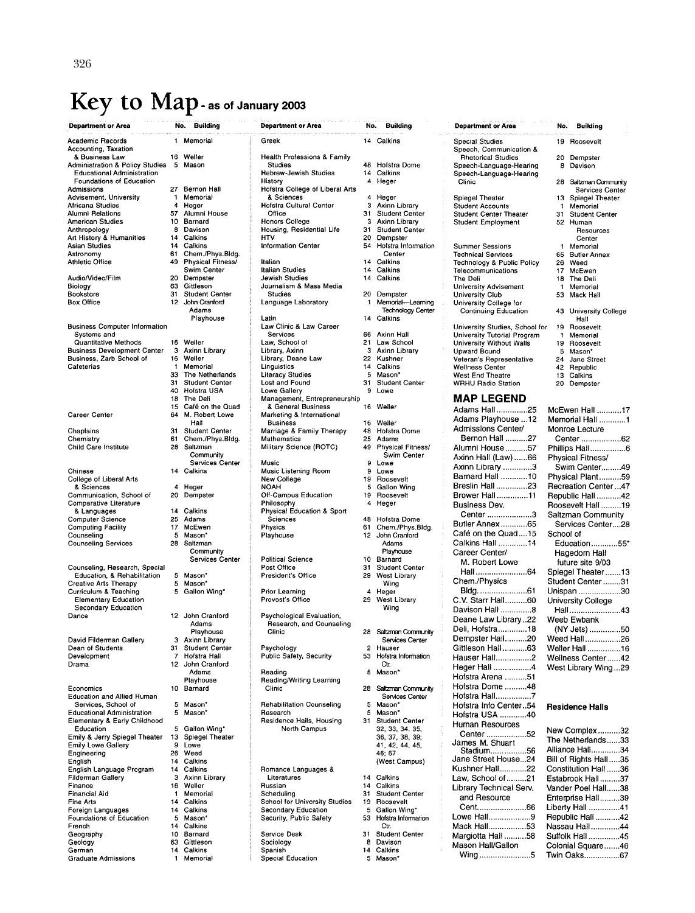# Key to Map - as of January 2003

| Department or Area | No. | Building |
|---|---|---|
| Academic Records | 1 | Memorial |
| Accounting, Taxation & Business Law | 16 | Weller |
| Administration & Policy Studies | 5 | Mason |
| Educational Administration | | |
| Foundations of Education | | |
| Admissions | 27 | Bernon Hall |
| Advisement, University | 1 | Memorial |
| Africana Studies | 4 | Heger |
| Alumni Relations | 57 | Alumni House |
| American Studies | 10 | Barnard |
| Anthropology | 8 | Davison |
| Art History & Humanities | 14 | Calkins |
| Asian Studies | 14 | Calkins |
| Astronomy | 61 | Chem./Phys.Bldg. |
| Athletic Office | 49 | Physical Fitness/ Swim Center |
| Audio/Video/Film | 20 | Dempster |
| Biology | 63 | Gittleson |
| Bookstore | 31 | Student Center |
| Box Office | 12 | John Cranford Adams Playhouse |
| Business Computer Information Systems and Quantitative Methods | 16 | Weller |
| Business Development Center | 3 | Axinn Library |
| Business, Zarb School of | 16 | Weller |
| Cafeterias | 1 | Memorial |
| | 33 | The Netherlands |
| | 31 | Student Center |
| | 40 | Hofstra USA |
| | 18 | The Deli |
| | 15 | Café on the Quad |
| Career Center | 64 | M. Robert Lowe Hall |
| Chaplains | 31 | Student Center |
| Chemistry | 61 | Chem./Phys.Bldg. |
| Child Care Institute | 28 | Saltzman Community Services Center |
| Chinese | 14 | Calkins |
| College of Liberal Arts & Sciences | 4 | Heger |
| Communication, School of | 20 | Dempster |
| Comparative Literature & Languages | 14 | Calkins |
| Computer Science | 25 | Adams |
| Computing Facility | 17 | McEwen |
| Counseling | 5 | Mason* |
| Counseling Services | 28 | Saltzman Community Services Center |
| Counseling, Research, Special Education, & Rehabilitation | 5 | Mason* |
| Creative Arts Therapy | 5 | Mason* |
| Curriculum & Teaching | 5 | Gallon Wing* |
| Elementary Education | | |
| Secondary Education | | |
| Dance | 12 | John Cranford Adams Playhouse |
| David Filderman Gallery | 3 | Axinn Library |
| Dean of Students | 31 | Student Center |
| Development | 7 | Hofstra Hall |
| Drama | 12 | John Cranford Adams Playhouse |
| Economics | 10 | Barnard |
| Education and Allied Human Services, School of | 5 | Mason* |
| Educational Administration | 5 | Mason* |
| Elementary & Early Childhood Education | 5 | Gallon Wing* |
| Emily & Jerry Spiegel Theater | 13 | Spiegel Theater |
| Emily Lowe Gallery | 9 | Lowe |
| Engineering | 26 | Weed |
| English | 14 | Calkins |
| English Language Program | 14 | Calkins |
| Filderman Gallery | 3 | Axinn Library |
| Finance | 16 | Weller |
| Financial Aid | 1 | Memorial |
| Fine Arts | 14 | Calkins |
| Foreign Languages | 14 | Calkins |
| Foundations of Education | 5 | Mason* |
| French | 14 | Calkins |
| Geography | 10 | Barnard |
| Geology | 63 | Gittleson |
| German | 14 | Calkins |
| Graduate Admissions | 1 | Memorial |
| Greek | 14 | Calkins |
| Health Professions & Family Studies | 48 | Hofstra Dome |
| Hebrew-Jewish Studies | 14 | Calkins |
| History | 4 | Heger |
| Hofstra College of Liberal Arts & Sciences | 4 | Heger |
| Hofstra Cultural Center | 3 | Axinn Library |
| Office | 31 | Student Center |
| Honors College | 3 | Axinn Library |
| Housing, Residential Life | 31 | Student Center |
| HTV | 20 | Dempster |
| Information Center | 54 | Hofstra Information Center |
| Italian | 14 | Calkins |
| Italian Studies | 14 | Calkins |
| Jewish Studies | 14 | Calkins |
| Journalism & Mass Media Studies | 20 | Dempster |
| Language Laboratory | 1 | Memorial—Learning Technology Center |
| Latin | 14 | Calkins |
| Law Clinic & Law Career Services | 66 | Axinn Hall |
| Law, School of | 21 | Law School |
| Library, Axinn | 3 | Axinn Library |
| Library, Deane Law | 22 | Kushner |
| Linguistics | 14 | Calkins |
| Literacy Studies | 5 | Mason* |
| Lost and Found | 31 | Student Center |
| Lowe Gallery | 9 | Lowe |
| Management, Entrepreneurship & General Business | 16 | Weller |
| Marketing & International Business | 16 | Weller |
| Marriage & Family Therapy | 48 | Hofstra Dome |
| Mathematics | 25 | Adams |
| Military Science (ROTC) | 49 | Physical Fitness/ Swim Center |
| Music | 9 | Lowe |
| Music Listening Room | 9 | Lowe |
| New College | 19 | Roosevelt |
| NOAH | 5 | Gallon Wing |
| Off-Campus Education | 19 | Roosevelt |
| Philosophy | 4 | Heger |
| Physical Education & Sport Sciences | 48 | Hofstra Dome |
| Physics | 61 | Chem./Phys.Bldg. |
| Playhouse | 12 | John Cranford Adams Playhouse |
| Political Science | 10 | Barnard |
| Post Office | 31 | Student Center |
| President's Office | 29 | West Library Wing |
| Prior Learning | 4 | Heger |
| Provost's Office | 29 | West Library Wing |
| Psychological Evaluation, Research, and Counseling Clinic | 28 | Saltzman Community Services Center |
| Psychology | 2 | Hauser |
| Public Safety, Security | 53 | Hofstra Information Ctr. |
| Reading | 5 | Mason* |
| Reading/Writing Learning Clinic | 28 | Saltzman Community Services Center |
| Rehabilitation Counseling | 5 | Mason* |
| Research | 5 | Mason* |
| Residence Halls, Housing | 31 | Student Center |
| North Campus | | 32, 33, 34, 35, 36, 37, 38, 39; 41, 42, 44, 45, 46; 67 (West Campus) |
| Romance Languages & Literatures | 14 | Calkins |
| Russian | 14 | Calkins |
| Scheduling | 31 | Student Center |
| School for University Studies | 19 | Roosevelt |
| Secondary Education | 5 | Gallon Wing* |
| Security, Public Safety | 53 | Hofstra Information Ctr. |
| Service Desk | 31 | Student Center |
| Sociology | 8 | Davison |
| Spanish | 14 | Calkins |
| Special Education | 5 | Mason* |
| Special Studies | 19 | Roosevelt |
| Speech, Communication & Rhetorical Studies | 20 | Dempster |
| Speech-Language-Hearing | 8 | Davison |
| Speech-Language-Hearing Clinic | 28 | Saltzman Community Services Center |
| Spiegel Theater | 13 | Spiegel Theater |
| Student Accounts | 1 | Memorial |
| Student Center Theater | 31 | Student Center |
| Student Employment | 52 | Human Resources Center |
| Summer Sessions | 1 | Memorial |
| Technical Services | 65 | Butler Annex |
| Technology & Public Policy | 26 | Weed |
| Telecommunications | 17 | McEwen |
| The Deli | 18 | The Deli |
| University Advisement | 1 | Memorial |
| University Club | 53 | Mack Hall |
| University College for Continuing Education | 43 | University College Hall |
| University Studies, School for | 19 | Roosevelt |
| University Tutorial Program | 1 | Memorial |
| University Without Walls | 19 | Roosevelt |
| Upward Bound | 5 | Mason* |
| Veteran's Representative | 24 | Jane Street |
| Wellness Center | 42 | Republic |
| West End Theatre | 13 | Calkins |
| WRHU Radio Station | 20 | Dempster |

## MAP LEGEND

- Adams Hall ............25
- Adams Playhouse ...12
- Admissions Center/ Bernon Hall ..........27
- Alumni House ..........57
- Axinn Hall (Law) ......66
- Axinn Library ............3
- Barnard Hall ............10
- Breslin Hall ..............23
- Brower Hall ..............11
- Business Dev. Center ....................3
- Butler Annex ............65
- Café on the Quad ....15
- Calkins Hall .............14
- Career Center/ M. Robert Lowe Hall .......................64
- Chem./Physics Bldg. .....................61
- C.V. Starr Hall..........60
- Davison Hall ..............8
- Deane Law Library ..22
- Deli, Hofstra.............18
- Dempster Hall..........20
- Gittleson Hall...........63
- Hauser Hall................2
- Heger Hall .................4
- Hofstra Arena ..........51
- Hofstra Dome ..........48
- Hofstra Hall................7
- Hofstra Info Center..54
- Hofstra USA ............40
- Human Resources Center ..................52
- James M. Shuart Stadium.................56
- Jane Street House...24
- Kushner Hall............22
- Law, School of.........21
- Library Technical Serv. and Resource Cent......................66
- Lowe Hall...................9
- Mack Hall.................53
- Margiotta Hall ..........58
- Mason Hall/Gallon Wing.......................5
- McEwen Hall ...........17
- Memorial Hall ............1
- Monroe Lecture Center ..................62
- Phillips Hall................6
- Physical Fitness/ Swim Center.........49
- Physical Plant..........59
- Recreation Center ...47
- Republic Hall ...........42
- Roosevelt Hall .........19
- Saltzman Community Services Center....28
- School of Education............55*
- Hagedorn Hall future site 9/03
- Spiegel Theater.......13
- Student Center ........31
- Unispan ...................30
- University College Hall .......................43
- Weeb Ewbank (NY Jets) ..............50
- Weed Hall................26
- Weller Hall ...............16
- Wellness Center......42
- West Library Wing...29

### Residence Halls

- New Complex..........32
- The Netherlands......33
- Alliance Hall.............34
- Bill of Rights Hall.....35
- Constitution Hall ......36
- Estabrook Hall .........37
- Vander Poel Hall......38
- Enterprise Hall.........39
- Liberty Hall .............41
- Republic Hall ...........42
- Nassau Hall.............44
- Suffolk Hall ..............45
- Colonial Square.......46
- Twin Oaks................67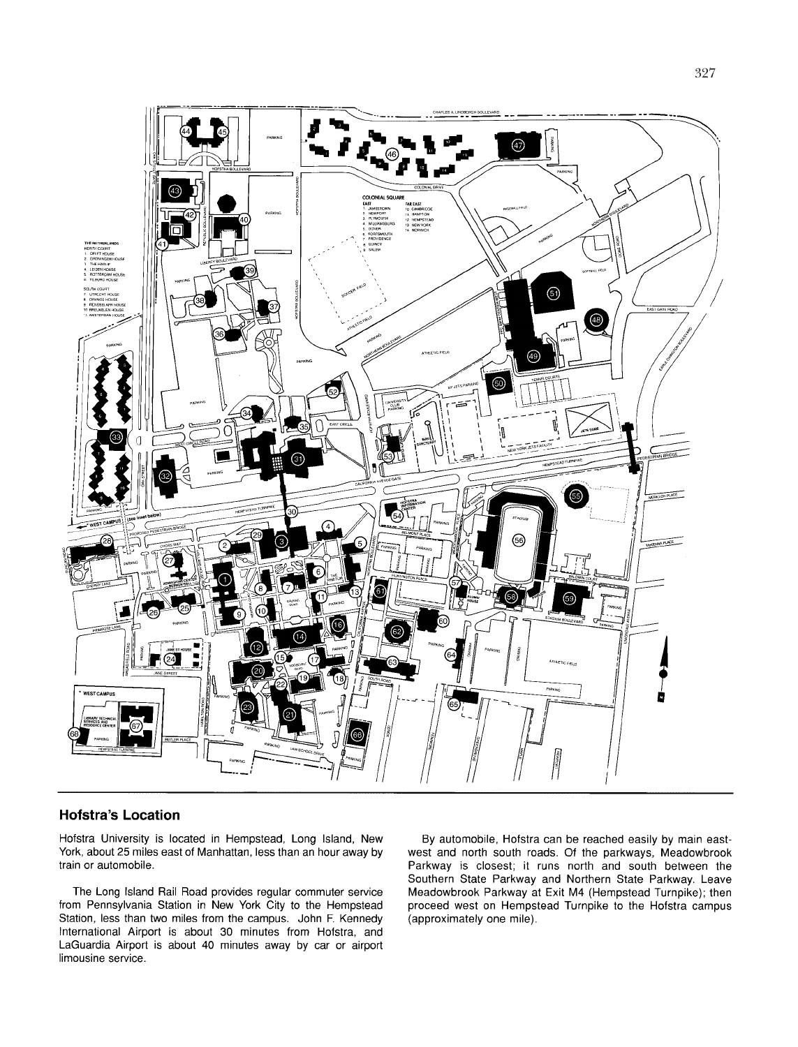## Hofstra's Location

Hofstra University is located in Hempstead, Long Island, New York, about 25 miles east of Manhattan, less than an hour away by train or automobile.

The Long Island Rail Road provides regular commuter service from Pennsylvania Station in New York City to the Hempstead Station, less than two miles from the campus. John F. Kennedy International Airport is about 30 minutes from Hofstra, and LaGuardia Airport is about 40 minutes away by car or airport limousine service.

By automobile, Hofstra can be reached easily by main east-west and north south roads. Of the parkways, Meadowbrook Parkway is closest; it runs north and south between the Southern State Parkway and Northern State Parkway. Leave Meadowbrook Parkway at Exit M4 (Hempstead Turnpike); then proceed west on Hempstead Turnpike to the Hofstra campus (approximately one mile).